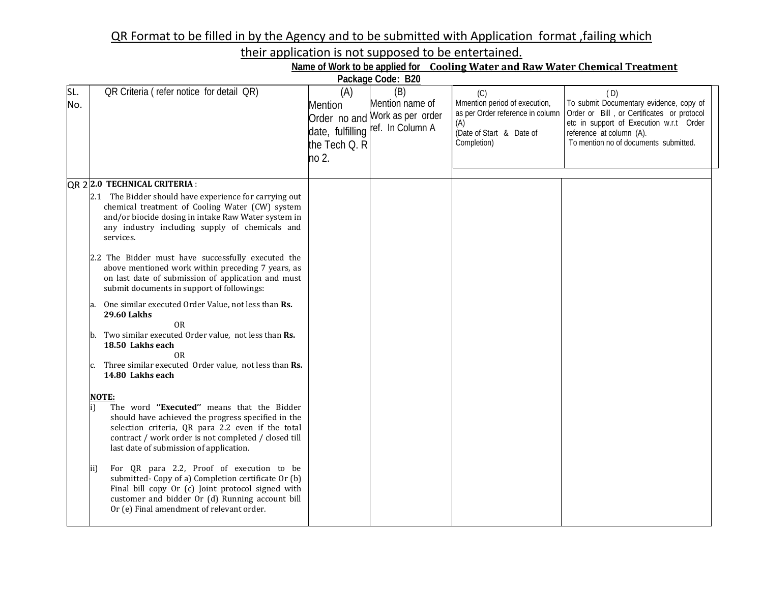# QR Format to be filled in by the Agency and to be submitted with Application format ,failing which their application is not supposed to be entertained.

**Name of Work to be applied for Cooling Water and Raw Water Chemical Treatment**

**Package Code: B20**

| SL. No. | QR Criteria ( refer notice for detail QR) | (A) Mention Order no and date, fulfilling the Tech Q. R no 2. | (B) Mention name of Work as per order ref. In Column A | (C) Mmention period of execution, as per Order reference in column (A) (Date of Start & Date of Completion) | ( D) To submit Documentary evidence, copy of Order or Bill , or Certificates or protocol etc in support of Execution w.r.t Order reference at column (A). To mention no of documents submitted. |
|---|---|---|---|---|---|
| QR 2 | **2.0 TECHNICAL CRITERIA** :<br>2.1 The Bidder should have experience for carrying out chemical treatment of Cooling Water (CW) system and/or biocide dosing in intake Raw Water system in any industry including supply of chemicals and services.<br><br>2.2 The Bidder must have successfully executed the above mentioned work within preceding 7 years, as on last date of submission of application and must submit documents in support of followings:<br>a. One similar executed Order Value, not less than **Rs. 29.60 Lakhs**<br>OR<br>b. Two similar executed Order value, not less than **Rs. 18.50 Lakhs each**<br>OR<br>c. Three similar executed Order value, not less than **Rs. 14.80 Lakhs each**<br><br>**NOTE:**<br>i) The word **''Executed''** means that the Bidder should have achieved the progress specified in the selection criteria, QR para 2.2 even if the total contract / work order is not completed / closed till last date of submission of application.<br><br>ii) For QR para 2.2, Proof of execution to be submitted- Copy of a) Completion certificate Or (b) Final bill copy Or (c) Joint protocol signed with customer and bidder Or (d) Running account bill Or (e) Final amendment of relevant order. | | | | |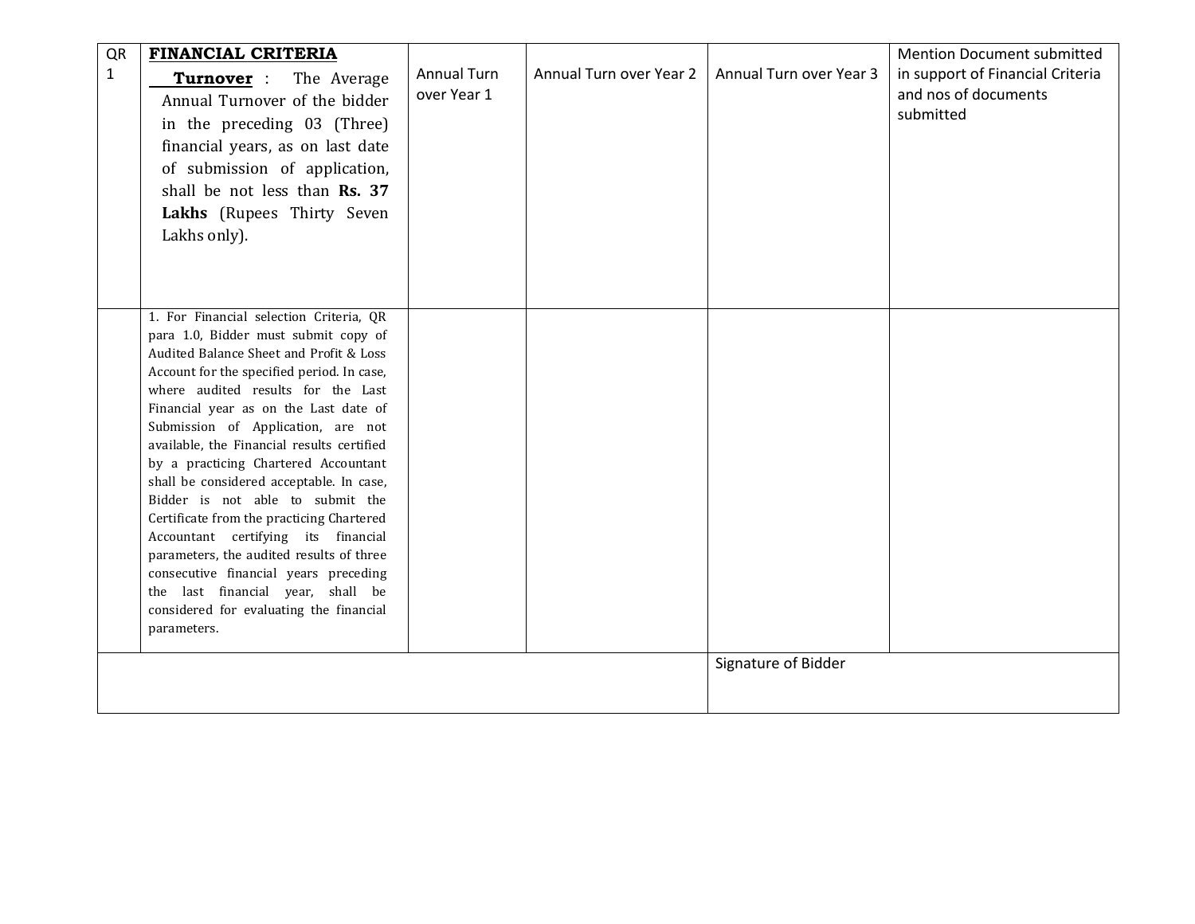| | | | | | |
|---|---|---|---|---|---|
| QR 1 | **FINANCIAL CRITERIA**<br>**Turnover** : The Average Annual Turnover of the bidder in the preceding 03 (Three) financial years, as on last date of submission of application, shall be not less than **Rs. 37 Lakhs** (Rupees Thirty Seven Lakhs only). | Annual Turn over Year 1 | Annual Turn over Year 2 | Annual Turn over Year 3 | Mention Document submitted in support of Financial Criteria and nos of documents submitted |
| | 1. For Financial selection Criteria, QR para 1.0, Bidder must submit copy of Audited Balance Sheet and Profit & Loss Account for the specified period. In case, where audited results for the Last Financial year as on the Last date of Submission of Application, are not available, the Financial results certified by a practicing Chartered Accountant shall be considered acceptable. In case, Bidder is not able to submit the Certificate from the practicing Chartered Accountant certifying its financial parameters, the audited results of three consecutive financial years preceding the last financial year, shall be considered for evaluating the financial parameters. | | | | |
| | | | | Signature of Bidder | |